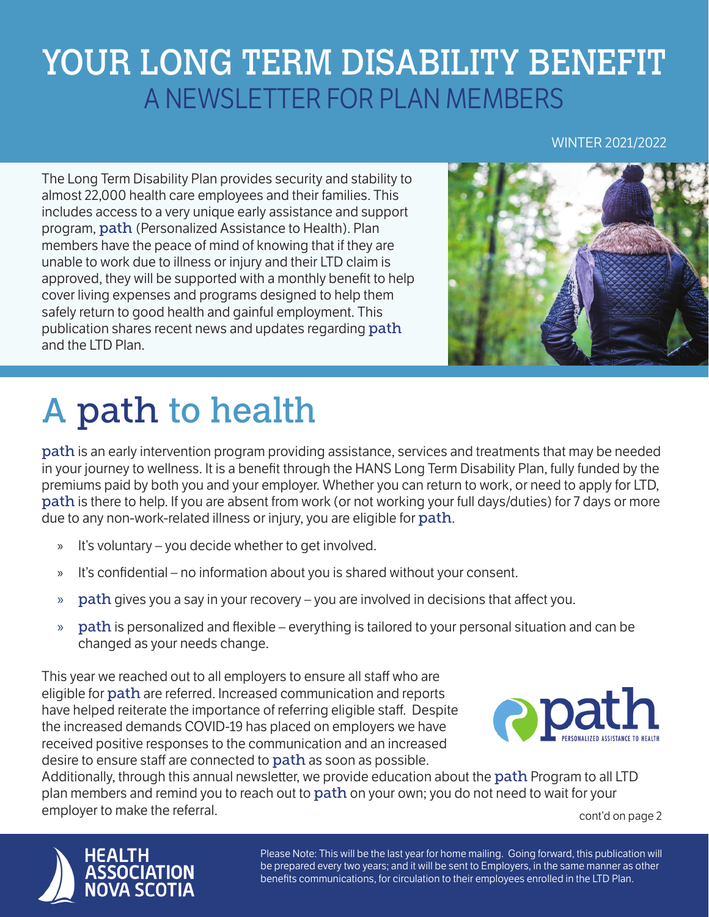# YOUR LONG TERM DISABILITY BENEFIT

## A NEWSLETTER FOR PLAN MEMBERS

WINTER 2021/2022

The Long Term Disability Plan provides security and stability to almost 22,000 health care employees and their families. This includes access to a very unique early assistance and support program, path (Personalized Assistance to Health). Plan members have the peace of mind of knowing that if they are unable to work due to illness or injury and their LTD claim is approved, they will be supported with a monthly benefit to help cover living expenses and programs designed to help them safely return to good health and gainful employment. This publication shares recent news and updates regarding path and the LTD Plan.

# A path to health

path is an early intervention program providing assistance, services and treatments that may be needed in your journey to wellness. It is a benefit through the HANS Long Term Disability Plan, fully funded by the premiums paid by both you and your employer. Whether you can return to work, or need to apply for LTD, path is there to help. If you are absent from work (or not working your full days/duties) for 7 days or more due to any non-work-related illness or injury, you are eligible for path.

- It's voluntary – you decide whether to get involved.
- It's confidential – no information about you is shared without your consent.
- path gives you a say in your recovery – you are involved in decisions that affect you.
- path is personalized and flexible – everything is tailored to your personal situation and can be changed as your needs change.

This year we reached out to all employers to ensure all staff who are eligible for path are referred. Increased communication and reports have helped reiterate the importance of referring eligible staff. Despite the increased demands COVID-19 has placed on employers we have received positive responses to the communication and an increased desire to ensure staff are connected to path as soon as possible. Additionally, through this annual newsletter, we provide education about the path Program to all LTD plan members and remind you to reach out to path on your own; you do not need to wait for your employer to make the referral.

cont'd on page 2

HEALTH ASSOCIATION NOVA SCOTIA

Please Note: This will be the last year for home mailing. Going forward, this publication will be prepared every two years; and it will be sent to Employers, in the same manner as other benefits communications, for circulation to their employees enrolled in the LTD Plan.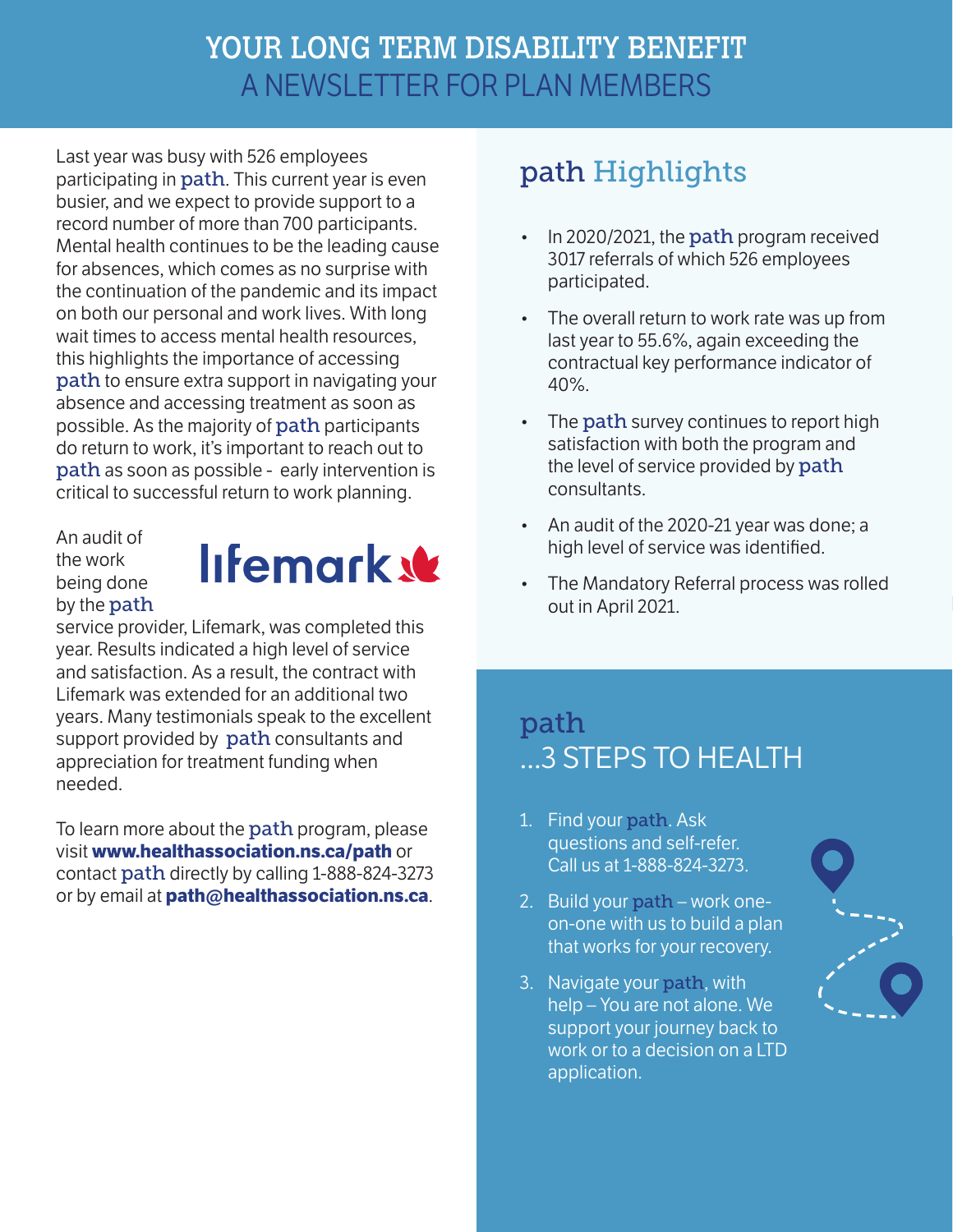# YOUR LONG TERM DISABILITY BENEFIT
## A NEWSLETTER FOR PLAN MEMBERS

Last year was busy with 526 employees participating in path. This current year is even busier, and we expect to provide support to a record number of more than 700 participants. Mental health continues to be the leading cause for absences, which comes as no surprise with the continuation of the pandemic and its impact on both our personal and work lives. With long wait times to access mental health resources, this highlights the importance of accessing path to ensure extra support in navigating your absence and accessing treatment as soon as possible. As the majority of path participants do return to work, it's important to reach out to path as soon as possible - early intervention is critical to successful return to work planning.

An audit of the work being done by the path service provider, Lifemark, was completed this year. Results indicated a high level of service and satisfaction. As a result, the contract with Lifemark was extended for an additional two years. Many testimonials speak to the excellent support provided by path consultants and appreciation for treatment funding when needed.

To learn more about the path program, please visit **www.healthassociation.ns.ca/path** or contact path directly by calling 1-888-824-3273 or by email at **path@healthassociation.ns.ca**.

## path Highlights

- In 2020/2021, the path program received 3017 referrals of which 526 employees participated.
- The overall return to work rate was up from last year to 55.6%, again exceeding the contractual key performance indicator of 40%.
- The path survey continues to report high satisfaction with both the program and the level of service provided by path consultants.
- An audit of the 2020-21 year was done; a high level of service was identified.
- The Mandatory Referral process was rolled out in April 2021.

## path ...3 STEPS TO HEALTH

1. Find your path. Ask questions and self-refer. Call us at 1-888-824-3273.
2. Build your path – work one-on-one with us to build a plan that works for your recovery.
3. Navigate your path, with help – You are not alone. We support your journey back to work or to a decision on a LTD application.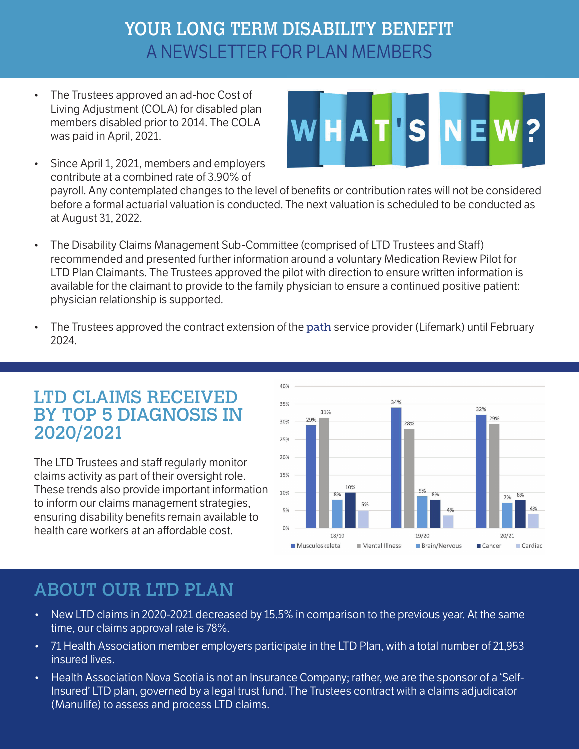# YOUR LONG TERM DISABILITY BENEFIT
## A NEWSLETTER FOR PLAN MEMBERS

## WHAT'S NEW?

- The Trustees approved an ad-hoc Cost of Living Adjustment (COLA) for disabled plan members disabled prior to 2014. The COLA was paid in April, 2021.
- Since April 1, 2021, members and employers contribute at a combined rate of 3.90% of payroll. Any contemplated changes to the level of benefits or contribution rates will not be considered before a formal actuarial valuation is conducted. The next valuation is scheduled to be conducted as at August 31, 2022.
- The Disability Claims Management Sub-Committee (comprised of LTD Trustees and Staff) recommended and presented further information around a voluntary Medication Review Pilot for LTD Plan Claimants. The Trustees approved the pilot with direction to ensure written information is available for the claimant to provide to the family physician to ensure a continued positive patient: physician relationship is supported.
- The Trustees approved the contract extension of the path service provider (Lifemark) until February 2024.

## LTD CLAIMS RECEIVED BY TOP 5 DIAGNOSIS IN 2020/2021

The LTD Trustees and staff regularly monitor claims activity as part of their oversight role. These trends also provide important information to inform our claims management strategies, ensuring disability benefits remain available to health care workers at an affordable cost.

| | Musculoskeletal | Mental Illness | Brain/Nervous | Cancer | Cardiac |
|---|---|---|---|---|---|
| 18/19 | 29% | 31% | 8% | 10% | 5% |
| 19/20 | 34% | 28% | 9% | 8% | 4% |
| 20/21 | 32% | 29% | 7% | 8% | 4% |

## ABOUT OUR LTD PLAN

- New LTD claims in 2020-2021 decreased by 15.5% in comparison to the previous year. At the same time, our claims approval rate is 78%.
- 71 Health Association member employers participate in the LTD Plan, with a total number of 21,953 insured lives.
- Health Association Nova Scotia is not an Insurance Company; rather, we are the sponsor of a 'Self-Insured' LTD plan, governed by a legal trust fund. The Trustees contract with a claims adjudicator (Manulife) to assess and process LTD claims.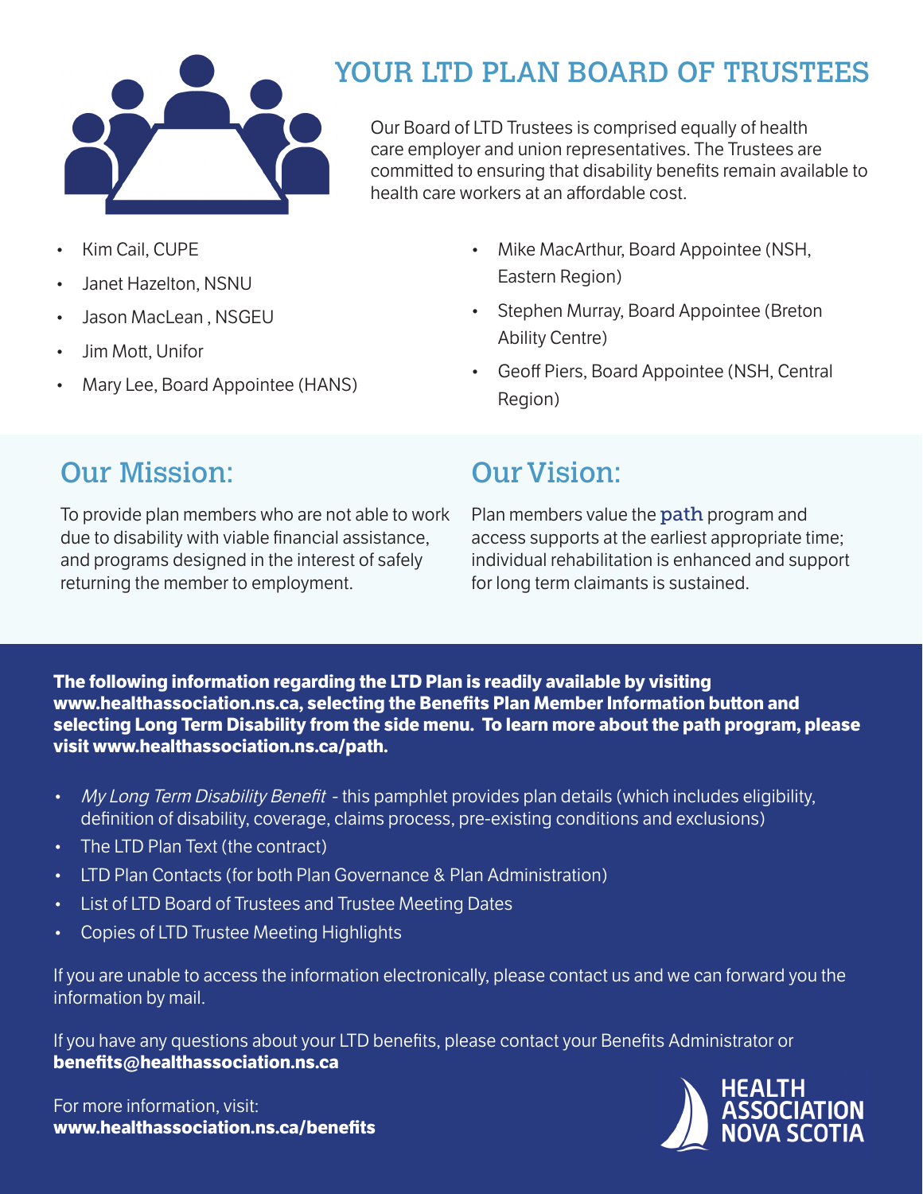# YOUR LTD PLAN BOARD OF TRUSTEES

Our Board of LTD Trustees is comprised equally of health care employer and union representatives. The Trustees are committed to ensuring that disability benefits remain available to health care workers at an affordable cost.

- Kim Cail, CUPE
- Janet Hazelton, NSNU
- Jason MacLean , NSGEU
- Jim Mott, Unifor
- Mary Lee, Board Appointee (HANS)
- Mike MacArthur, Board Appointee (NSH, Eastern Region)
- Stephen Murray, Board Appointee (Breton Ability Centre)
- Geoff Piers, Board Appointee (NSH, Central Region)

## Our Mission:

To provide plan members who are not able to work due to disability with viable financial assistance, and programs designed in the interest of safely returning the member to employment.

## Our Vision:

Plan members value the path program and access supports at the earliest appropriate time; individual rehabilitation is enhanced and support for long term claimants is sustained.

**The following information regarding the LTD Plan is readily available by visiting www.healthassociation.ns.ca, selecting the Benefits Plan Member Information button and selecting Long Term Disability from the side menu. To learn more about the path program, please visit www.healthassociation.ns.ca/path.**

- *My Long Term Disability Benefit* - this pamphlet provides plan details (which includes eligibility, definition of disability, coverage, claims process, pre-existing conditions and exclusions)
- The LTD Plan Text (the contract)
- LTD Plan Contacts (for both Plan Governance & Plan Administration)
- List of LTD Board of Trustees and Trustee Meeting Dates
- Copies of LTD Trustee Meeting Highlights

If you are unable to access the information electronically, please contact us and we can forward you the information by mail.

If you have any questions about your LTD benefits, please contact your Benefits Administrator or **benefits@healthassociation.ns.ca**

For more information, visit:
**www.healthassociation.ns.ca/benefits**

HEALTH ASSOCIATION NOVA SCOTIA